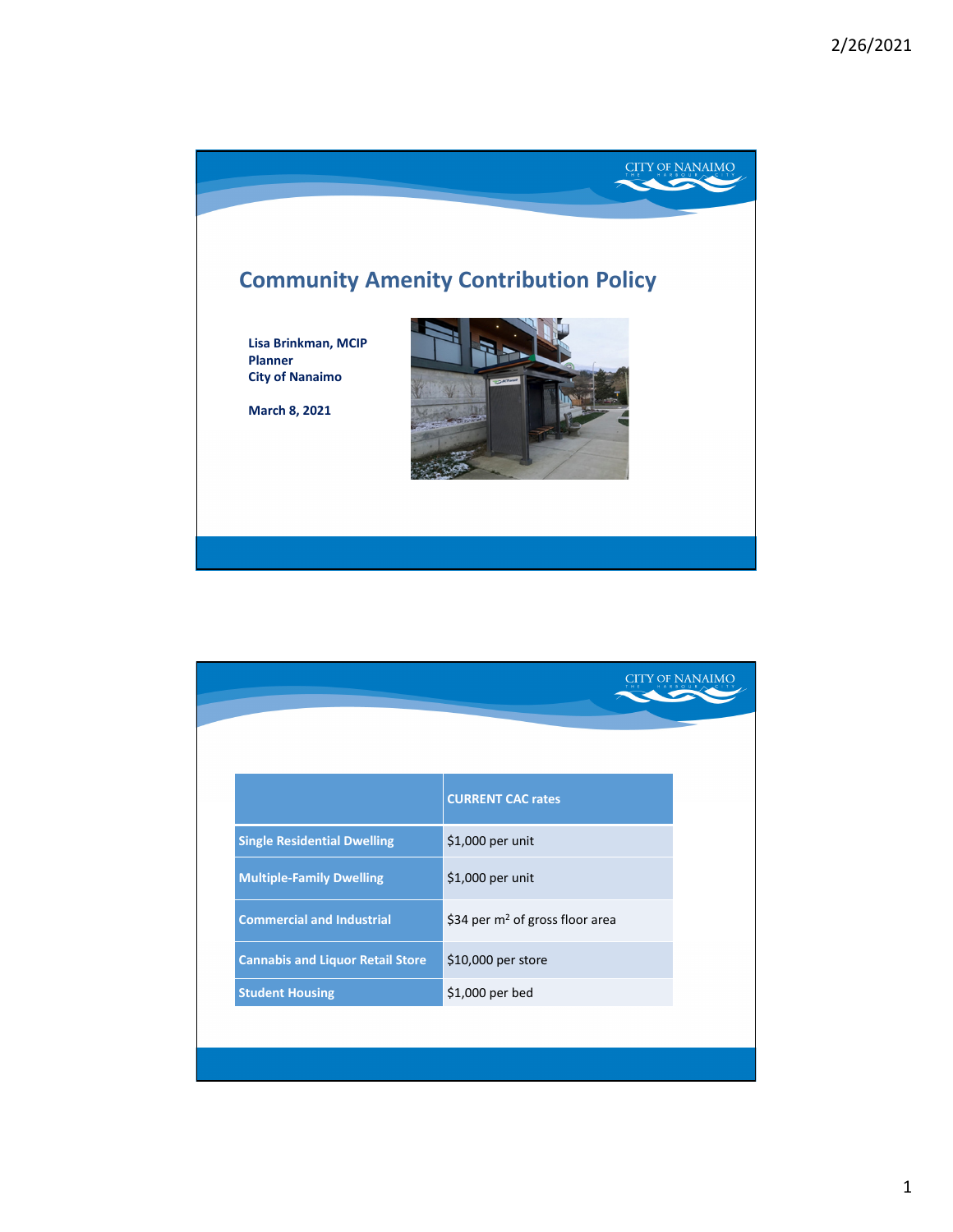# Community Amenity Contribution Policy

**Lisa Brinkman, MCIP**
**Planner**
**City of Nanaimo**

**March 8, 2021**

| | CURRENT CAC rates |
|---|---|
| Single Residential Dwelling | $1,000 per unit |
| Multiple-Family Dwelling | $1,000 per unit |
| Commercial and Industrial | $34 per $m^2$ of gross floor area |
| Cannabis and Liquor Retail Store | $10,000 per store |
| Student Housing | $1,000 per bed |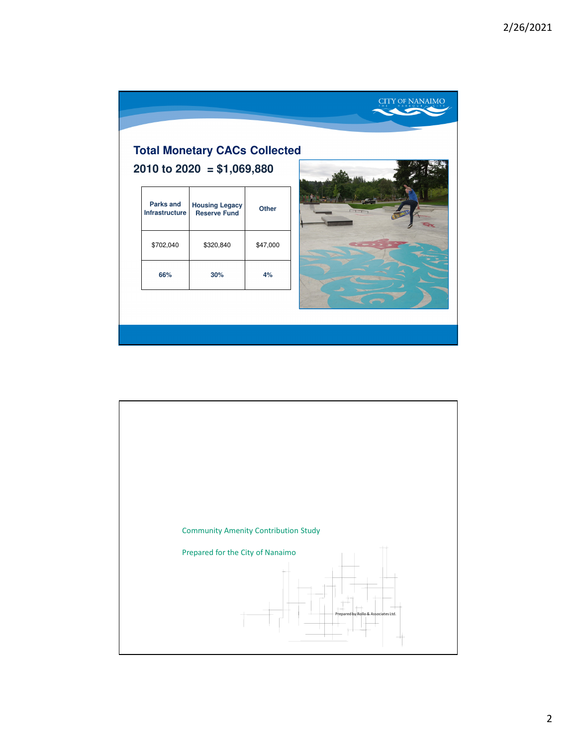## Total Monetary CACs Collected

**2010 to 2020 = $1,069,880**

| Parks and Infrastructure | Housing Legacy Reserve Fund | Other |
|---|---|---|
| $702,040 | $320,840 | $47,000 |
| **66%** | **30%** | **4%** |

Community Amenity Contribution Study

Prepared for the City of Nanaimo

Prepared by Rollo & Associates Ltd.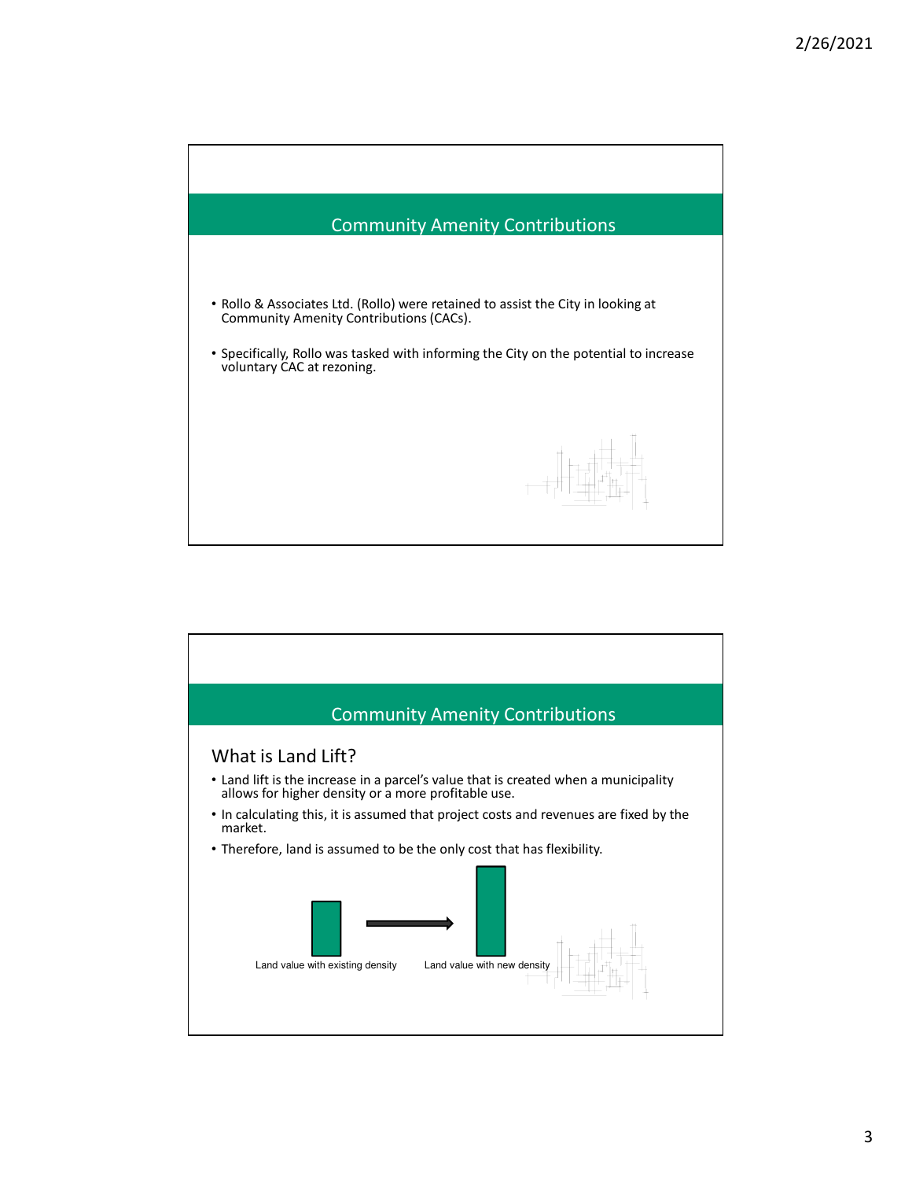## Community Amenity Contributions

- Rollo & Associates Ltd. (Rollo) were retained to assist the City in looking at Community Amenity Contributions (CACs).
- Specifically, Rollo was tasked with informing the City on the potential to increase voluntary CAC at rezoning.

## Community Amenity Contributions

### What is Land Lift?

- Land lift is the increase in a parcel's value that is created when a municipality allows for higher density or a more profitable use.
- In calculating this, it is assumed that project costs and revenues are fixed by the market.
- Therefore, land is assumed to be the only cost that has flexibility.

Land value with existing density → Land value with new density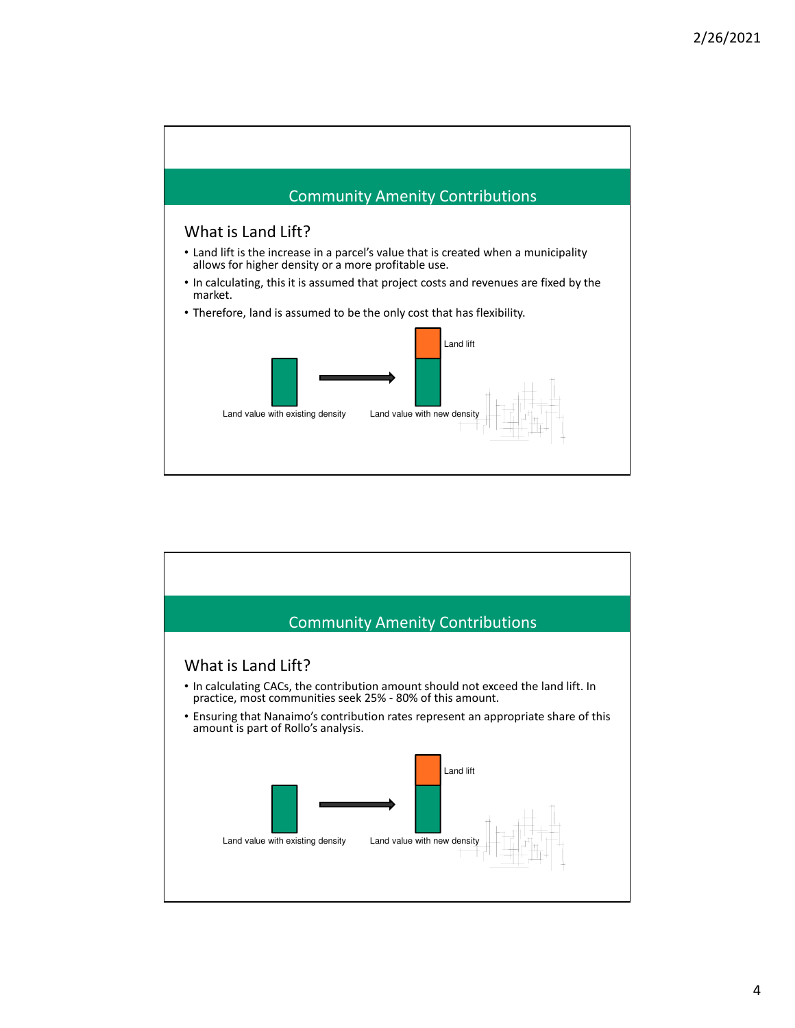## Community Amenity Contributions

### What is Land Lift?

- Land lift is the increase in a parcel's value that is created when a municipality allows for higher density or a more profitable use.
- In calculating, this it is assumed that project costs and revenues are fixed by the market.
- Therefore, land is assumed to be the only cost that has flexibility.

Land lift

Land value with existing density

Land value with new density

## Community Amenity Contributions

### What is Land Lift?

- In calculating CACs, the contribution amount should not exceed the land lift. In practice, most communities seek 25% - 80% of this amount.
- Ensuring that Nanaimo's contribution rates represent an appropriate share of this amount is part of Rollo's analysis.

Land lift

Land value with existing density

Land value with new density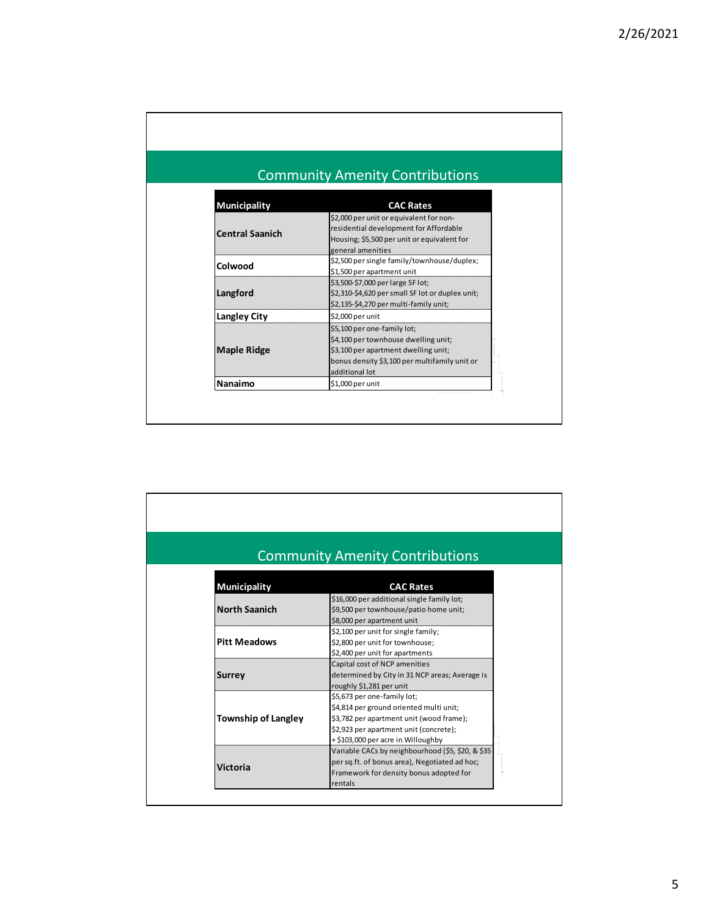## Community Amenity Contributions

| Municipality | CAC Rates |
| --- | --- |
| Central Saanich | $2,000 per unit or equivalent for non-residential development for Affordable Housing; $5,500 per unit or equivalent for general amenities |
| Colwood | $2,500 per single family/townhouse/duplex; $1,500 per apartment unit |
| Langford | $3,500-$7,000 per large SF lot; $2,310-$4,620 per small SF lot or duplex unit; $2,135-$4,270 per multi-family unit; |
| Langley City | $2,000 per unit |
| Maple Ridge | $5,100 per one-family lot; $4,100 per townhouse dwelling unit; $3,100 per apartment dwelling unit; bonus density $3,100 per multifamily unit or additional lot |
| Nanaimo | $1,000 per unit |

## Community Amenity Contributions

| Municipality | CAC Rates |
| --- | --- |
| North Saanich | $16,000 per additional single family lot; $9,500 per townhouse/patio home unit; $8,000 per apartment unit |
| Pitt Meadows | $2,100 per unit for single family; $2,800 per unit for townhouse; $2,400 per unit for apartments |
| Surrey | Capital cost of NCP amenities determined by City in 31 NCP areas; Average is roughly $1,281 per unit |
| Township of Langley | $5,673 per one-family lot; $4,814 per ground oriented multi unit; $3,782 per apartment unit (wood frame); $2,923 per apartment unit (concrete); + $103,000 per acre in Willoughby |
| Victoria | Variable CACs by neighbourhood ($5, $20, & $35 per sq.ft. of bonus area), Negotiated ad hoc; Framework for density bonus adopted for rentals |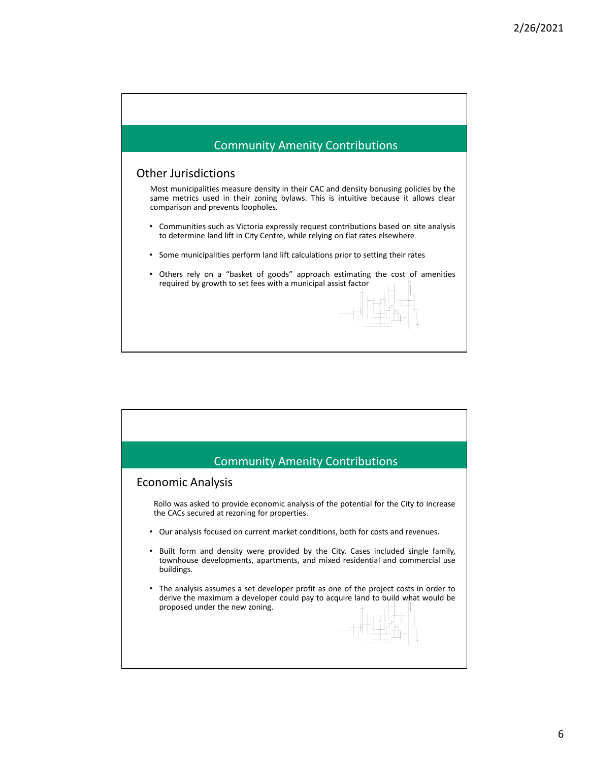## Community Amenity Contributions

### Other Jurisdictions

Most municipalities measure density in their CAC and density bonusing policies by the same metrics used in their zoning bylaws. This is intuitive because it allows clear comparison and prevents loopholes.

- Communities such as Victoria expressly request contributions based on site analysis to determine land lift in City Centre, while relying on flat rates elsewhere
- Some municipalities perform land lift calculations prior to setting their rates
- Others rely on a "basket of goods" approach estimating the cost of amenities required by growth to set fees with a municipal assist factor

## Community Amenity Contributions

### Economic Analysis

Rollo was asked to provide economic analysis of the potential for the City to increase the CACs secured at rezoning for properties.

- Our analysis focused on current market conditions, both for costs and revenues.
- Built form and density were provided by the City. Cases included single family, townhouse developments, apartments, and mixed residential and commercial use buildings.
- The analysis assumes a set developer profit as one of the project costs in order to derive the maximum a developer could pay to acquire land to build what would be proposed under the new zoning.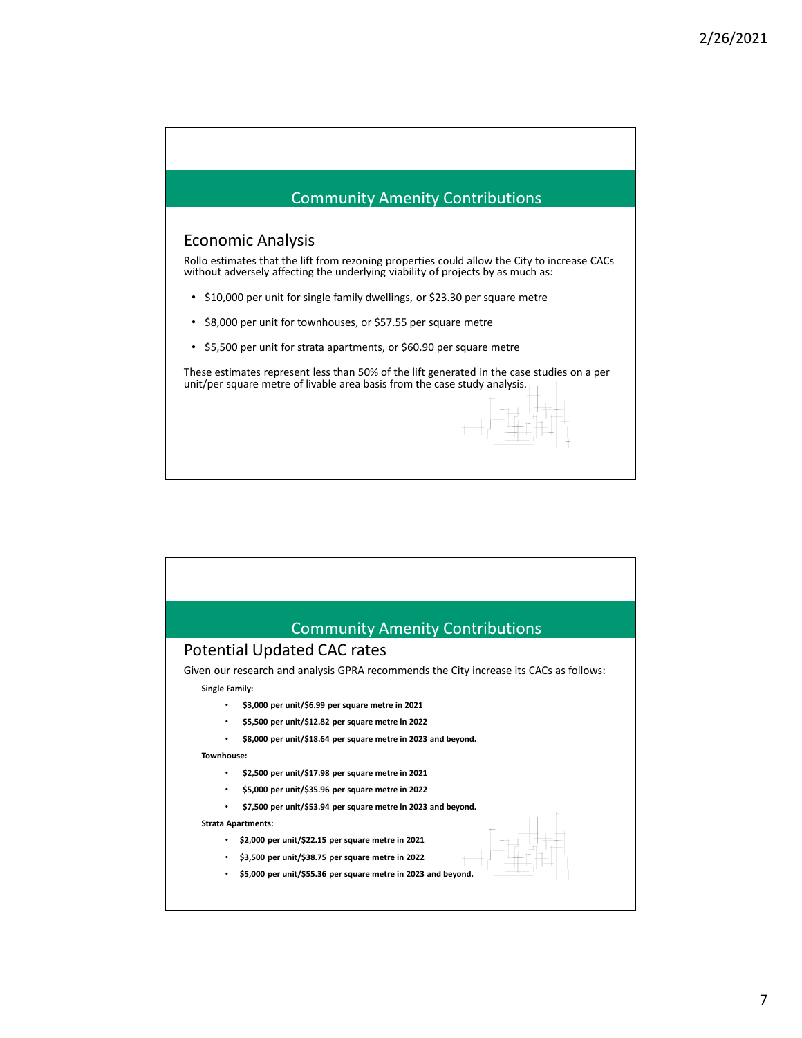## Community Amenity Contributions

### Economic Analysis

Rollo estimates that the lift from rezoning properties could allow the City to increase CACs without adversely affecting the underlying viability of projects by as much as:

- $10,000 per unit for single family dwellings, or $23.30 per square metre
- $8,000 per unit for townhouses, or $57.55 per square metre
- $5,500 per unit for strata apartments, or $60.90 per square metre

These estimates represent less than 50% of the lift generated in the case studies on a per unit/per square metre of livable area basis from the case study analysis.

## Community Amenity Contributions

### Potential Updated CAC rates

Given our research and analysis GPRA recommends the City increase its CACs as follows:

**Single Family:**

- **$3,000 per unit/$6.99 per square metre in 2021**
- **$5,500 per unit/$12.82 per square metre in 2022**
- **$8,000 per unit/$18.64 per square metre in 2023 and beyond.**

**Townhouse:**

- **$2,500 per unit/$17.98 per square metre in 2021**
- **$5,000 per unit/$35.96 per square metre in 2022**
- **$7,500 per unit/$53.94 per square metre in 2023 and beyond.**

**Strata Apartments:**

- **$2,000 per unit/$22.15 per square metre in 2021**
- **$3,500 per unit/$38.75 per square metre in 2022**
- **$5,000 per unit/$55.36 per square metre in 2023 and beyond.**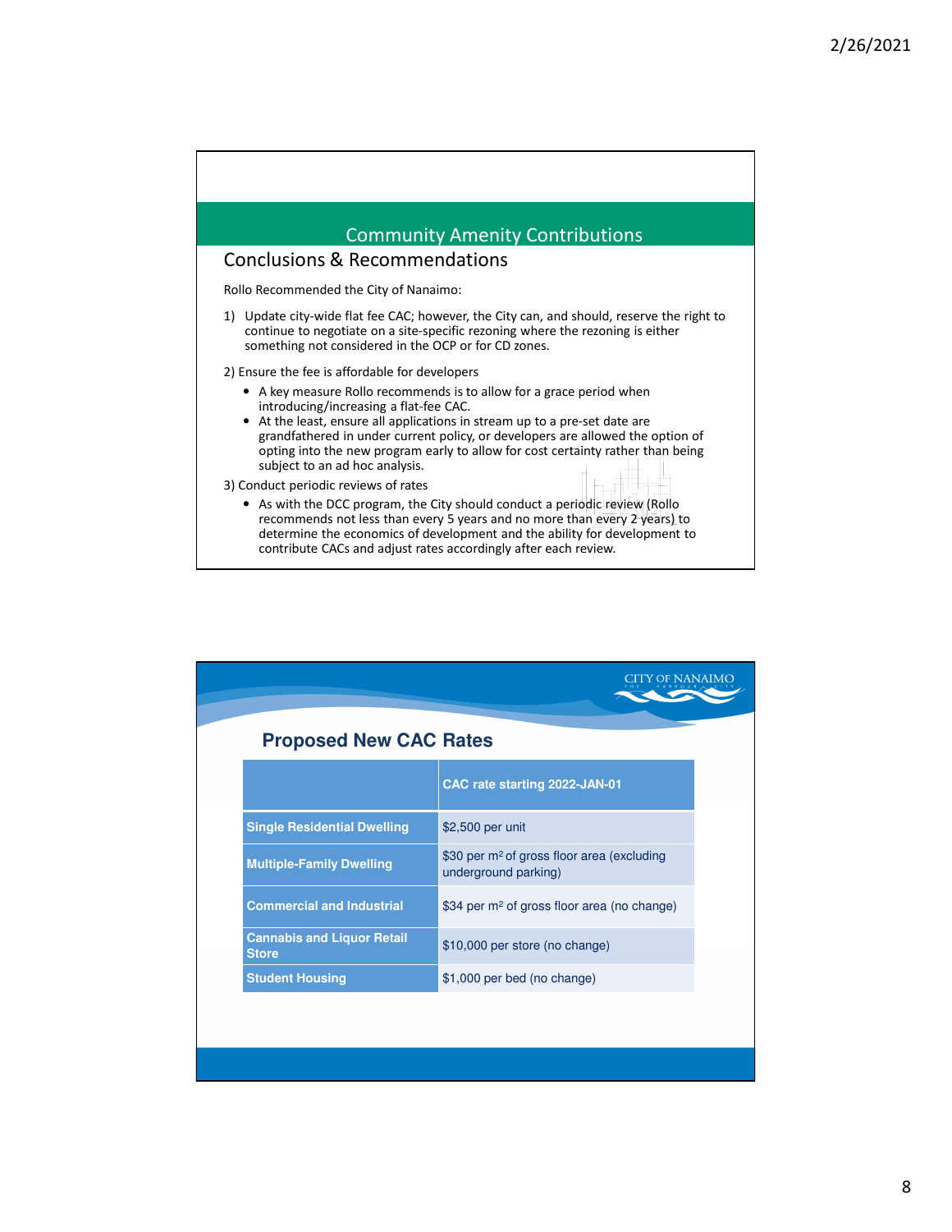## Community Amenity Contributions

### Conclusions & Recommendations

Rollo Recommended the City of Nanaimo:

1) Update city-wide flat fee CAC; however, the City can, and should, reserve the right to continue to negotiate on a site-specific rezoning where the rezoning is either something not considered in the OCP or for CD zones.

2) Ensure the fee is affordable for developers
   - A key measure Rollo recommends is to allow for a grace period when introducing/increasing a flat-fee CAC.
   - At the least, ensure all applications in stream up to a pre-set date are grandfathered in under current policy, or developers are allowed the option of opting into the new program early to allow for cost certainty rather than being subject to an ad hoc analysis.

3) Conduct periodic reviews of rates
   - As with the DCC program, the City should conduct a periodic review (Rollo recommends not less than every 5 years and no more than every 2 years) to determine the economics of development and the ability for development to contribute CACs and adjust rates accordingly after each review.

CITY OF NANAIMO

## Proposed New CAC Rates

| | CAC rate starting 2022-JAN-01 |
|---|---|
| Single Residential Dwelling | \$2,500 per unit |
| Multiple-Family Dwelling | \$30 per $m^2$ of gross floor area (excluding underground parking) |
| Commercial and Industrial | \$34 per $m^2$ of gross floor area (no change) |
| Cannabis and Liquor Retail Store | \$10,000 per store (no change) |
| Student Housing | \$1,000 per bed (no change) |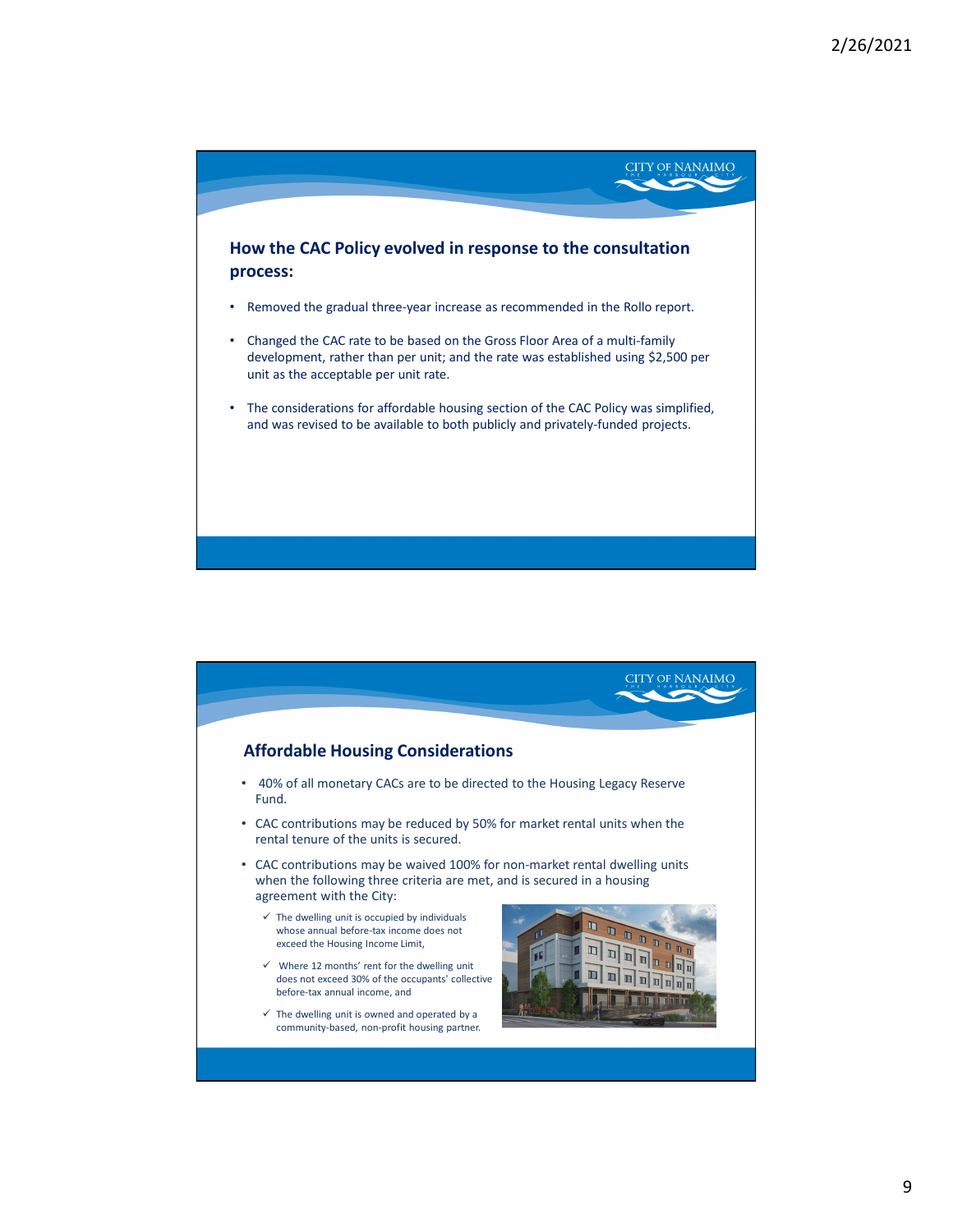## How the CAC Policy evolved in response to the consultation process:

- Removed the gradual three-year increase as recommended in the Rollo report.
- Changed the CAC rate to be based on the Gross Floor Area of a multi-family development, rather than per unit; and the rate was established using $2,500 per unit as the acceptable per unit rate.
- The considerations for affordable housing section of the CAC Policy was simplified, and was revised to be available to both publicly and privately-funded projects.

## Affordable Housing Considerations

- 40% of all monetary CACs are to be directed to the Housing Legacy Reserve Fund.
- CAC contributions may be reduced by 50% for market rental units when the rental tenure of the units is secured.
- CAC contributions may be waived 100% for non-market rental dwelling units when the following three criteria are met, and is secured in a housing agreement with the City:
  - ✓ The dwelling unit is occupied by individuals whose annual before-tax income does not exceed the Housing Income Limit,
  - ✓ Where 12 months' rent for the dwelling unit does not exceed 30% of the occupants' collective before-tax annual income, and
  - ✓ The dwelling unit is owned and operated by a community-based, non-profit housing partner.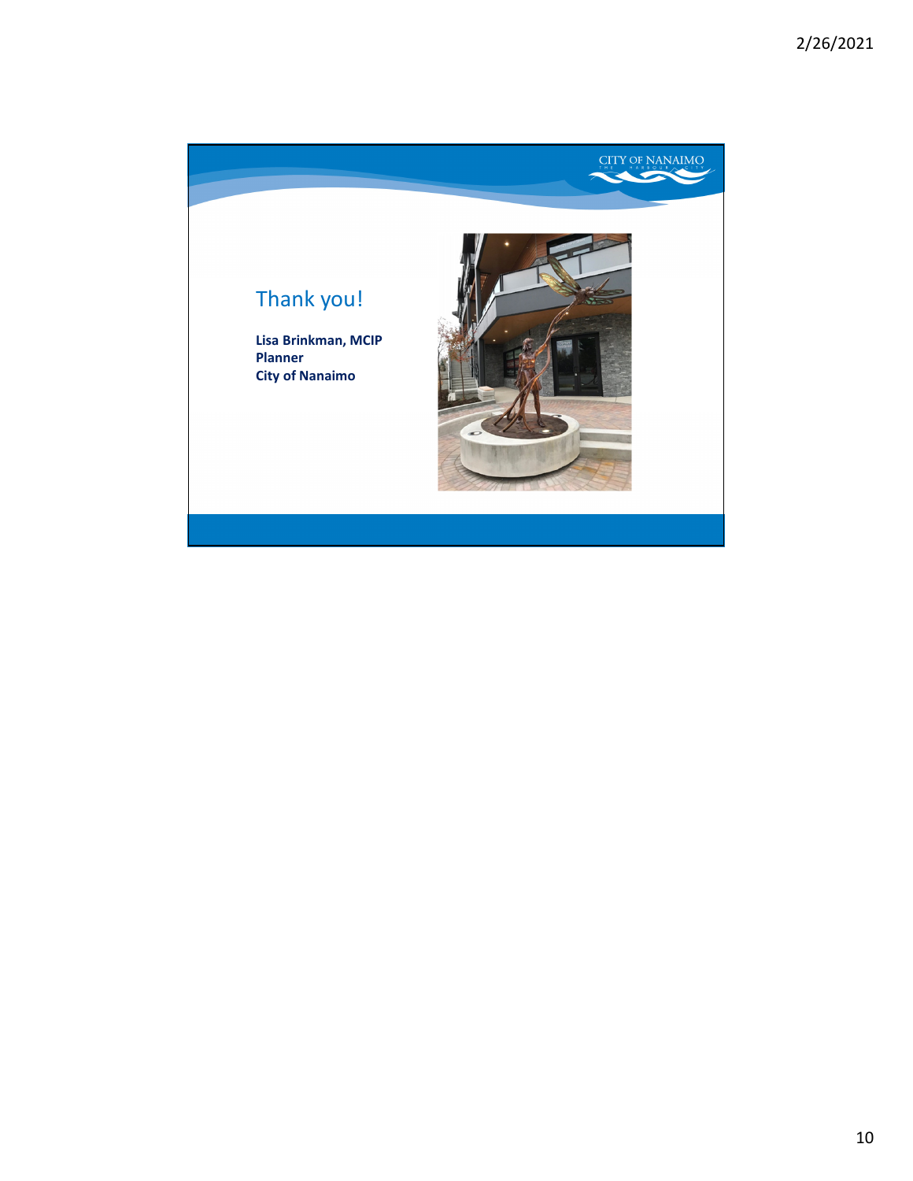## Thank you!

**Lisa Brinkman, MCIP**
**Planner**
**City of Nanaimo**